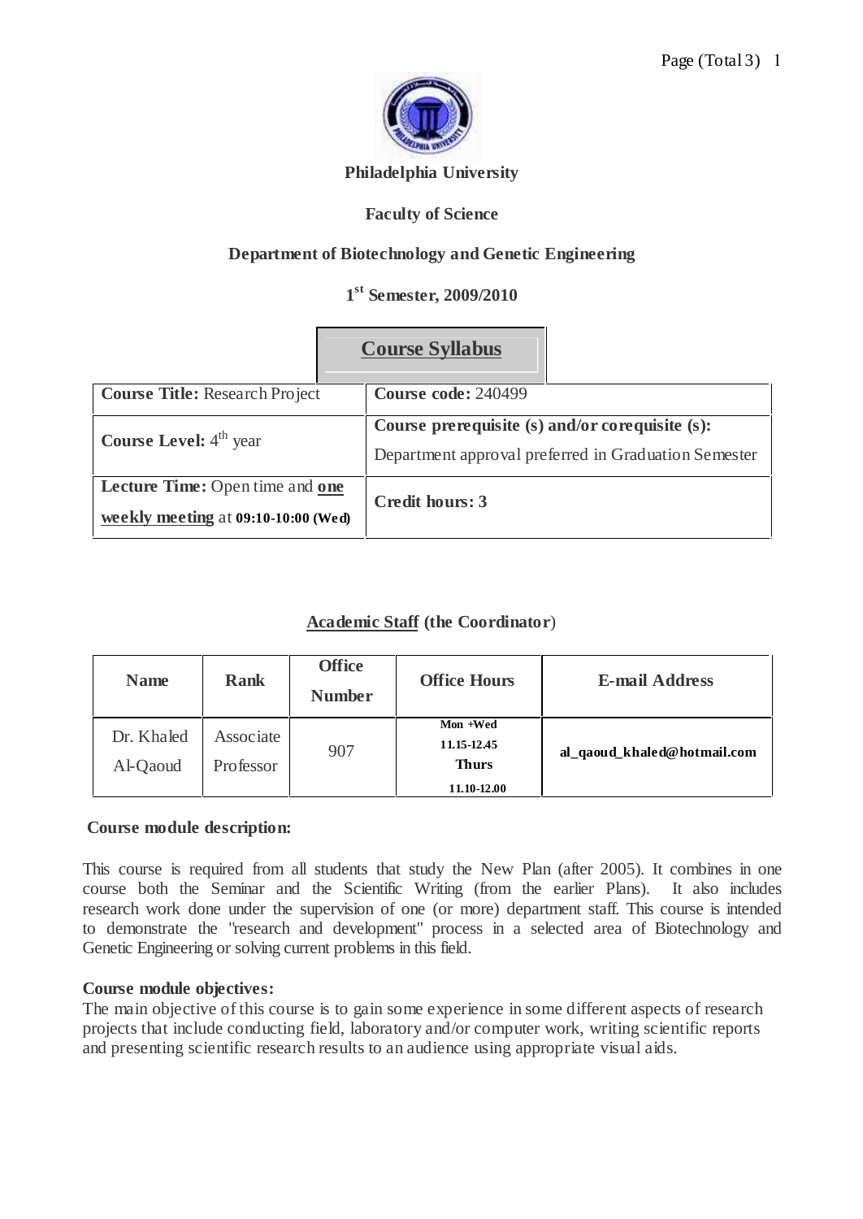**Philadelphia University**

**Faculty of Science**

**Department of Biotechnology and Genetic Engineering**

**1st Semester, 2009/2010**

# Course Syllabus

| **Course Title:** Research Project | **Course code:** 240499 |
|---|---|
| **Course Level:** 4th year | **Course prerequisite (s) and/or corequisite (s):** Department approval preferred in Graduation Semester |
| **Lecture Time:** Open time and **one weekly meeting** at **09:10-10:00 (Wed)** | **Credit hours: 3** |

## Academic Staff (the Coordinator)

| Name | Rank | Office Number | Office Hours | E-mail Address |
|---|---|---|---|---|
| Dr. Khaled Al-Qaoud | Associate Professor | 907 | **Mon +Wed 11.15-12.45 Thurs 11.10-12.00** | **al_qaoud_khaled@hotmail.com** |

**Course module description:**

This course is required from all students that study the New Plan (after 2005). It combines in one course both the Seminar and the Scientific Writing (from the earlier Plans). It also includes research work done under the supervision of one (or more) department staff. This course is intended to demonstrate the "research and development" process in a selected area of Biotechnology and Genetic Engineering or solving current problems in this field.

**Course module objectives:**

The main objective of this course is to gain some experience in some different aspects of research projects that include conducting field, laboratory and/or computer work, writing scientific reports and presenting scientific research results to an audience using appropriate visual aids.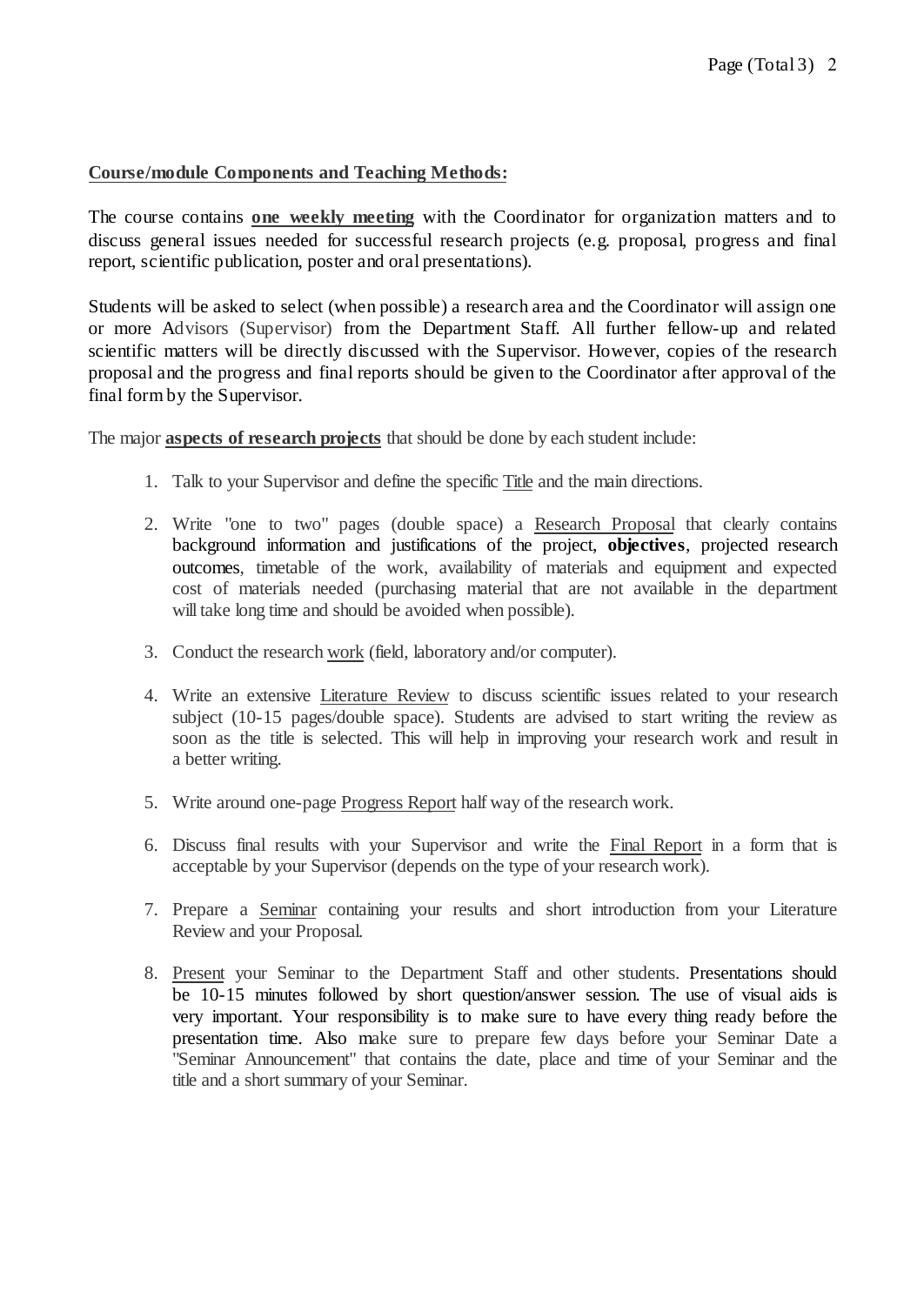**Course/module Components and Teaching Methods:**

The course contains **one weekly meeting** with the Coordinator for organization matters and to discuss general issues needed for successful research projects (e.g. proposal, progress and final report, scientific publication, poster and oral presentations).

Students will be asked to select (when possible) a research area and the Coordinator will assign one or more Advisors (Supervisor) from the Department Staff. All further fellow-up and related scientific matters will be directly discussed with the Supervisor. However, copies of the research proposal and the progress and final reports should be given to the Coordinator after approval of the final form by the Supervisor.

The major **aspects of research projects** that should be done by each student include:

1. Talk to your Supervisor and define the specific Title and the main directions.
2. Write "one to two" pages (double space) a Research Proposal that clearly contains background information and justifications of the project, **objectives**, projected research outcomes, timetable of the work, availability of materials and equipment and expected cost of materials needed (purchasing material that are not available in the department will take long time and should be avoided when possible).
3. Conduct the research work (field, laboratory and/or computer).
4. Write an extensive Literature Review to discuss scientific issues related to your research subject (10-15 pages/double space). Students are advised to start writing the review as soon as the title is selected. This will help in improving your research work and result in a better writing.
5. Write around one-page Progress Report half way of the research work.
6. Discuss final results with your Supervisor and write the Final Report in a form that is acceptable by your Supervisor (depends on the type of your research work).
7. Prepare a Seminar containing your results and short introduction from your Literature Review and your Proposal.
8. Present your Seminar to the Department Staff and other students. Presentations should be 10-15 minutes followed by short question/answer session. The use of visual aids is very important. Your responsibility is to make sure to have every thing ready before the presentation time. Also make sure to prepare few days before your Seminar Date a "Seminar Announcement" that contains the date, place and time of your Seminar and the title and a short summary of your Seminar.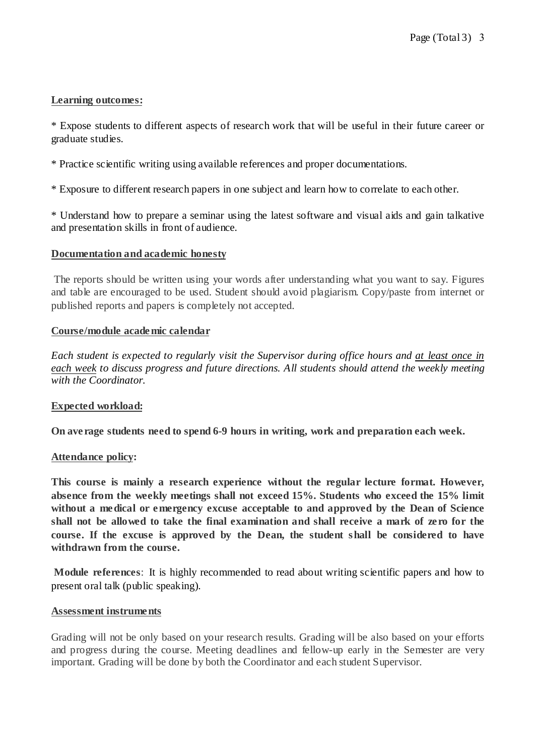**Learning outcomes:**

* Expose students to different aspects of research work that will be useful in their future career or graduate studies.

* Practice scientific writing using available references and proper documentations.

* Exposure to different research papers in one subject and learn how to correlate to each other.

* Understand how to prepare a seminar using the latest software and visual aids and gain talkative and presentation skills in front of audience.

**Documentation and academic honesty**

The reports should be written using your words after understanding what you want to say. Figures and table are encouraged to be used. Student should avoid plagiarism. Copy/paste from internet or published reports and papers is completely not accepted.

**Course/module academic calendar**

*Each student is expected to regularly visit the Supervisor during office hours and at least once in each week to discuss progress and future directions. All students should attend the weekly meeting with the Coordinator.*

**Expected workload:**

**On average students need to spend 6-9 hours in writing, work and preparation each week.**

**Attendance policy:**

**This course is mainly a research experience without the regular lecture format. However, absence from the weekly meetings shall not exceed 15%. Students who exceed the 15% limit without a medical or emergency excuse acceptable to and approved by the Dean of Science shall not be allowed to take the final examination and shall receive a mark of zero for the course. If the excuse is approved by the Dean, the student shall be considered to have withdrawn from the course.**

**Module references**: It is highly recommended to read about writing scientific papers and how to present oral talk (public speaking).

**Assessment instruments**

Grading will not be only based on your research results. Grading will be also based on your efforts and progress during the course. Meeting deadlines and fellow-up early in the Semester are very important. Grading will be done by both the Coordinator and each student Supervisor.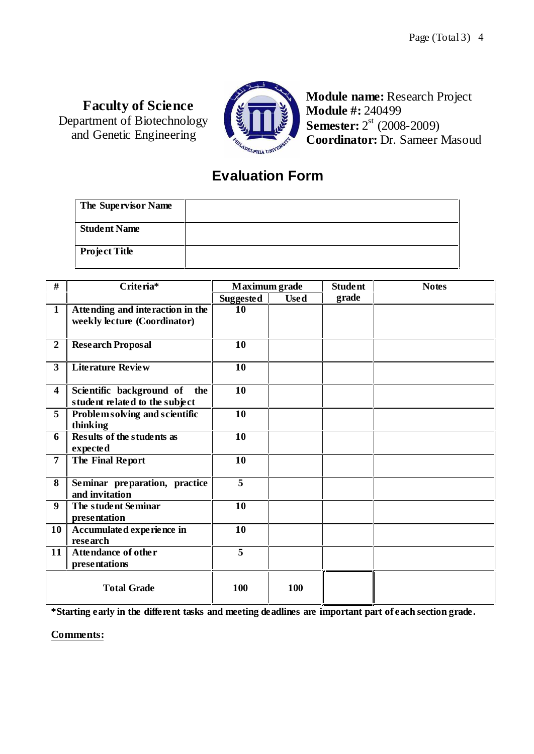**Faculty of Science**
Department of Biotechnology and Genetic Engineering

**Module name:** Research Project
**Module #:** 240499
**Semester:** $2^{st}$ (2008-2009)
**Coordinator:** Dr. Sameer Masoud

## Evaluation Form

| | |
|---|---|
| **The Supervisor Name** | |
| **Student Name** | |
| **Project Title** | |

| # | Criteria* | Maximum grade | | Student grade | Notes |
|---|---|---|---|---|---|
| | | Suggested | Used | | |
| 1 | Attending and interaction in the weekly lecture (Coordinator) | 10 | | | |
| 2 | Research Proposal | 10 | | | |
| 3 | Literature Review | 10 | | | |
| 4 | Scientific background of the student related to the subject | 10 | | | |
| 5 | Problem solving and scientific thinking | 10 | | | |
| 6 | Results of the students as expected | 10 | | | |
| 7 | The Final Report | 10 | | | |
| 8 | Seminar preparation, practice and invitation | 5 | | | |
| 9 | The student Seminar presentation | 10 | | | |
| 10 | Accumulated experience in research | 10 | | | |
| 11 | Attendance of other presentations | 5 | | | |
| | **Total Grade** | **100** | **100** | | |

***Starting early in the different tasks and meeting deadlines are important part of each section grade.**

**Comments:**